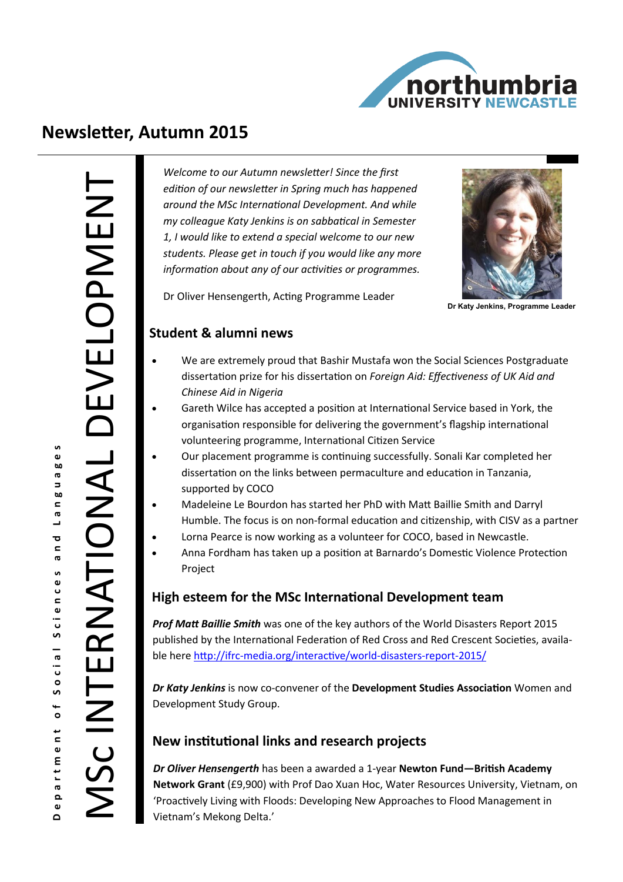# Newsletter, Autumn 2015

## MSc INTERNATIONAL DEVELOPMENT

Department of Social Sciences and Languages

*Welcome to our Autumn newsletter! Since the first edition of our newsletter in Spring much has happened around the MSc International Development. And while my colleague Katy Jenkins is on sabbatical in Semester 1, I would like to extend a special welcome to our new students. Please get in touch if you would like any more information about any of our activities or programmes.*

Dr Oliver Hensengerth, Acting Programme Leader

Dr Katy Jenkins, Programme Leader

## Student & alumni news

- We are extremely proud that Bashir Mustafa won the Social Sciences Postgraduate dissertation prize for his dissertation on *Foreign Aid: Effectiveness of UK Aid and Chinese Aid in Nigeria*
- Gareth Wilce has accepted a position at International Service based in York, the organisation responsible for delivering the government's flagship international volunteering programme, International Citizen Service
- Our placement programme is continuing successfully. Sonali Kar completed her dissertation on the links between permaculture and education in Tanzania, supported by COCO
- Madeleine Le Bourdon has started her PhD with Matt Baillie Smith and Darryl Humble. The focus is on non-formal education and citizenship, with CISV as a partner
- Lorna Pearce is now working as a volunteer for COCO, based in Newcastle.
- Anna Fordham has taken up a position at Barnardo's Domestic Violence Protection Project

## High esteem for the MSc International Development team

***Prof Matt Baillie Smith*** was one of the key authors of the World Disasters Report 2015 published by the International Federation of Red Cross and Red Crescent Societies, available here http://ifrc-media.org/interactive/world-disasters-report-2015/

***Dr Katy Jenkins*** is now co-convener of the **Development Studies Association** Women and Development Study Group.

## New institutional links and research projects

***Dr Oliver Hensengerth*** has been a awarded a 1-year **Newton Fund—British Academy Network Grant** (£9,900) with Prof Dao Xuan Hoc, Water Resources University, Vietnam, on 'Proactively Living with Floods: Developing New Approaches to Flood Management in Vietnam's Mekong Delta.'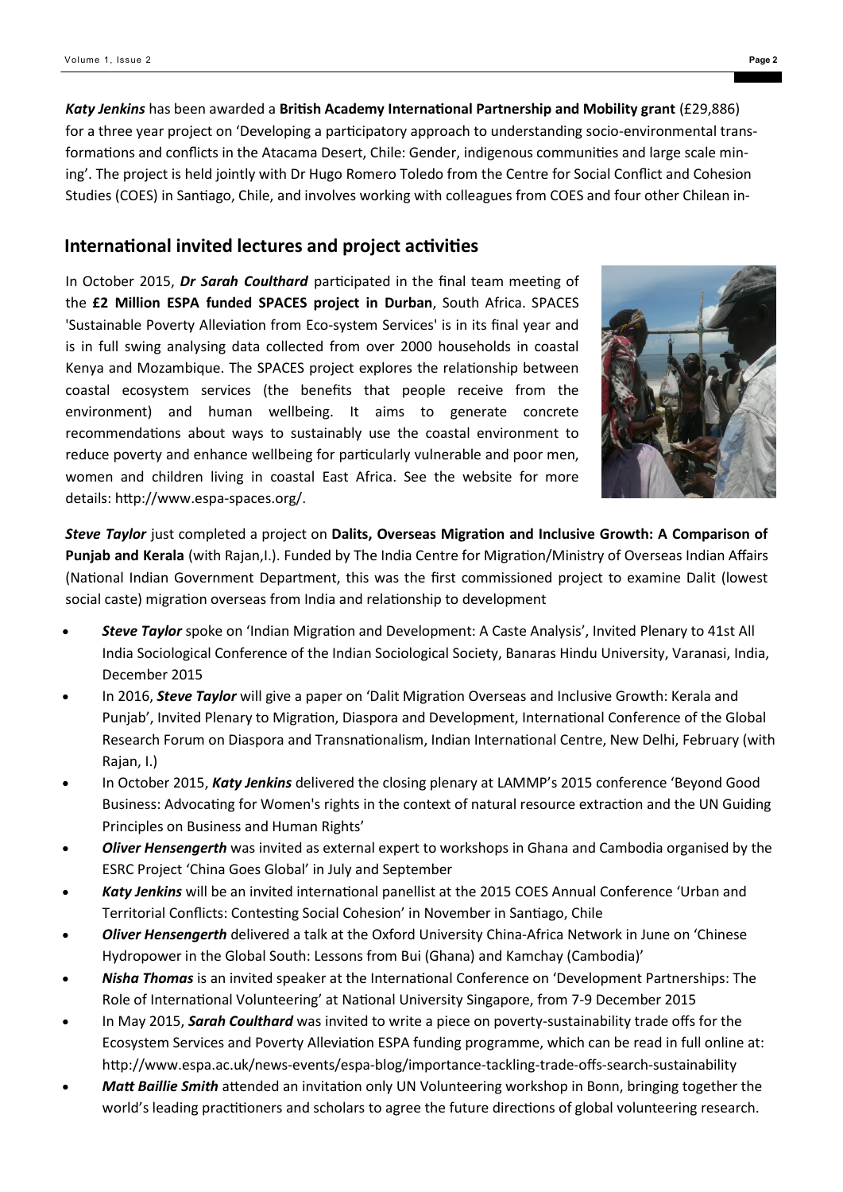***Katy Jenkins*** has been awarded a **British Academy International Partnership and Mobility grant** (£29,886) for a three year project on 'Developing a participatory approach to understanding socio-environmental transformations and conflicts in the Atacama Desert, Chile: Gender, indigenous communities and large scale mining'. The project is held jointly with Dr Hugo Romero Toledo from the Centre for Social Conflict and Cohesion Studies (COES) in Santiago, Chile, and involves working with colleagues from COES and four other Chilean in-

## International invited lectures and project activities

In October 2015, ***Dr Sarah Coulthard*** participated in the final team meeting of the **£2 Million ESPA funded SPACES project in Durban**, South Africa. SPACES 'Sustainable Poverty Alleviation from Eco-system Services' is in its final year and is in full swing analysing data collected from over 2000 households in coastal Kenya and Mozambique. The SPACES project explores the relationship between coastal ecosystem services (the benefits that people receive from the environment) and human wellbeing. It aims to generate concrete recommendations about ways to sustainably use the coastal environment to reduce poverty and enhance wellbeing for particularly vulnerable and poor men, women and children living in coastal East Africa. See the website for more details: http://www.espa-spaces.org/.

***Steve Taylor*** just completed a project on **Dalits, Overseas Migration and Inclusive Growth: A Comparison of Punjab and Kerala** (with Rajan,I.). Funded by The India Centre for Migration/Ministry of Overseas Indian Affairs (National Indian Government Department, this was the first commissioned project to examine Dalit (lowest social caste) migration overseas from India and relationship to development

- ***Steve Taylor*** spoke on 'Indian Migration and Development: A Caste Analysis', Invited Plenary to 41st All India Sociological Conference of the Indian Sociological Society, Banaras Hindu University, Varanasi, India, December 2015
- In 2016, ***Steve Taylor*** will give a paper on 'Dalit Migration Overseas and Inclusive Growth: Kerala and Punjab', Invited Plenary to Migration, Diaspora and Development, International Conference of the Global Research Forum on Diaspora and Transnationalism, Indian International Centre, New Delhi, February (with Rajan, I.)
- In October 2015, ***Katy Jenkins*** delivered the closing plenary at LAMMP's 2015 conference 'Beyond Good Business: Advocating for Women's rights in the context of natural resource extraction and the UN Guiding Principles on Business and Human Rights'
- ***Oliver Hensengerth*** was invited as external expert to workshops in Ghana and Cambodia organised by the ESRC Project 'China Goes Global' in July and September
- ***Katy Jenkins*** will be an invited international panellist at the 2015 COES Annual Conference 'Urban and Territorial Conflicts: Contesting Social Cohesion' in November in Santiago, Chile
- ***Oliver Hensengerth*** delivered a talk at the Oxford University China-Africa Network in June on 'Chinese Hydropower in the Global South: Lessons from Bui (Ghana) and Kamchay (Cambodia)'
- ***Nisha Thomas*** is an invited speaker at the International Conference on 'Development Partnerships: The Role of International Volunteering' at National University Singapore, from 7-9 December 2015
- In May 2015, ***Sarah Coulthard*** was invited to write a piece on poverty-sustainability trade offs for the Ecosystem Services and Poverty Alleviation ESPA funding programme, which can be read in full online at: http://www.espa.ac.uk/news-events/espa-blog/importance-tackling-trade-offs-search-sustainability
- ***Matt Baillie Smith*** attended an invitation only UN Volunteering workshop in Bonn, bringing together the world's leading practitioners and scholars to agree the future directions of global volunteering research.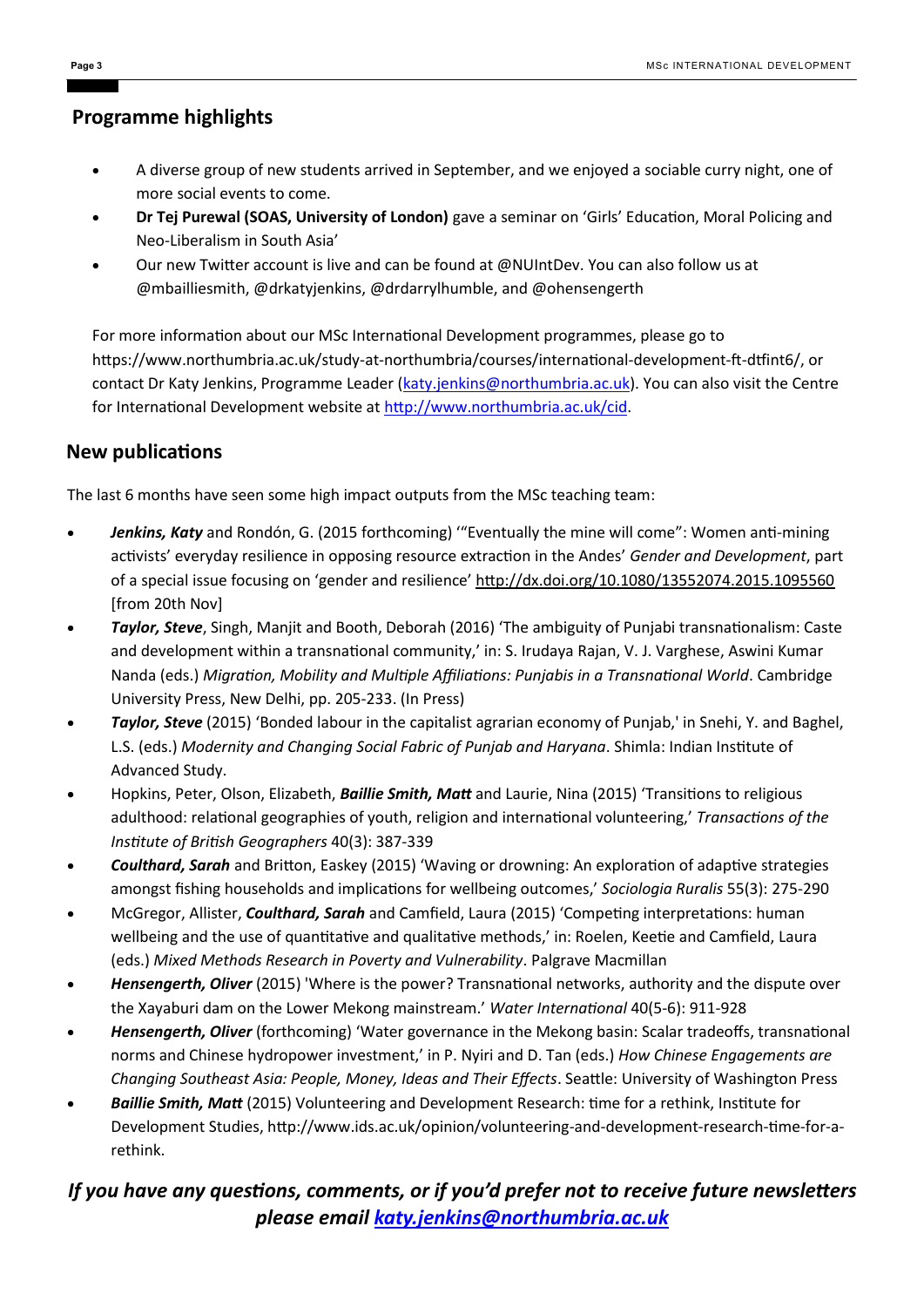## Programme highlights

- A diverse group of new students arrived in September, and we enjoyed a sociable curry night, one of more social events to come.
- **Dr Tej Purewal (SOAS, University of London)** gave a seminar on 'Girls' Education, Moral Policing and Neo-Liberalism in South Asia'
- Our new Twitter account is live and can be found at @NUIntDev. You can also follow us at @mbailliesmith, @drkatyjenkins, @drdarrylhumble, and @ohensengerth

For more information about our MSc International Development programmes, please go to https://www.northumbria.ac.uk/study-at-northumbria/courses/international-development-ft-dtfint6/, or contact Dr Katy Jenkins, Programme Leader (katy.jenkins@northumbria.ac.uk). You can also visit the Centre for International Development website at http://www.northumbria.ac.uk/cid.

## New publications

The last 6 months have seen some high impact outputs from the MSc teaching team:

- ***Jenkins, Katy*** and Rondón, G. (2015 forthcoming) '"Eventually the mine will come": Women anti-mining activists' everyday resilience in opposing resource extraction in the Andes' *Gender and Development*, part of a special issue focusing on 'gender and resilience' http://dx.doi.org/10.1080/13552074.2015.1095560 [from 20th Nov]
- ***Taylor, Steve***, Singh, Manjit and Booth, Deborah (2016) 'The ambiguity of Punjabi transnationalism: Caste and development within a transnational community,' in: S. Irudaya Rajan, V. J. Varghese, Aswini Kumar Nanda (eds.) *Migration, Mobility and Multiple Affiliations: Punjabis in a Transnational World*. Cambridge University Press, New Delhi, pp. 205-233. (In Press)
- ***Taylor, Steve*** (2015) 'Bonded labour in the capitalist agrarian economy of Punjab,' in Snehi, Y. and Baghel, L.S. (eds.) *Modernity and Changing Social Fabric of Punjab and Haryana*. Shimla: Indian Institute of Advanced Study.
- Hopkins, Peter, Olson, Elizabeth, ***Baillie Smith, Matt*** and Laurie, Nina (2015) 'Transitions to religious adulthood: relational geographies of youth, religion and international volunteering,' *Transactions of the Institute of British Geographers* 40(3): 387-339
- ***Coulthard, Sarah*** and Britton, Easkey (2015) 'Waving or drowning: An exploration of adaptive strategies amongst fishing households and implications for wellbeing outcomes,' *Sociologia Ruralis* 55(3): 275-290
- McGregor, Allister, ***Coulthard, Sarah*** and Camfield, Laura (2015) 'Competing interpretations: human wellbeing and the use of quantitative and qualitative methods,' in: Roelen, Keetie and Camfield, Laura (eds.) *Mixed Methods Research in Poverty and Vulnerability*. Palgrave Macmillan
- ***Hensengerth, Oliver*** (2015) 'Where is the power? Transnational networks, authority and the dispute over the Xayaburi dam on the Lower Mekong mainstream.' *Water International* 40(5-6): 911-928
- ***Hensengerth, Oliver*** (forthcoming) 'Water governance in the Mekong basin: Scalar tradeoffs, transnational norms and Chinese hydropower investment,' in P. Nyiri and D. Tan (eds.) *How Chinese Engagements are Changing Southeast Asia: People, Money, Ideas and Their Effects*. Seattle: University of Washington Press
- ***Baillie Smith, Matt*** (2015) Volunteering and Development Research: time for a rethink, Institute for Development Studies, http://www.ids.ac.uk/opinion/volunteering-and-development-research-time-for-a-rethink.

***If you have any questions, comments, or if you'd prefer not to receive future newsletters please email katy.jenkins@northumbria.ac.uk***